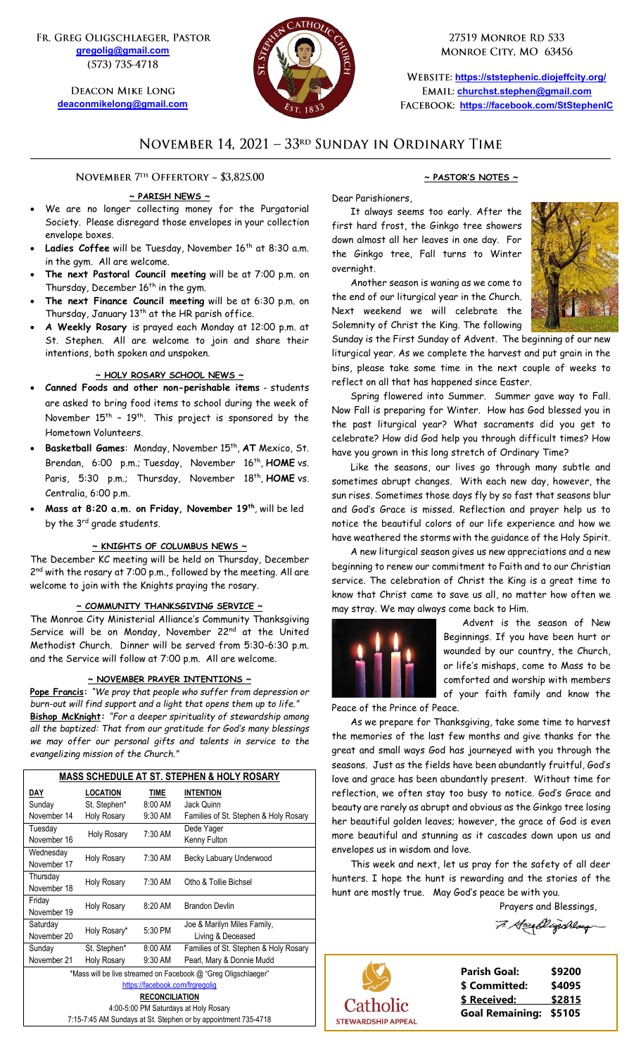Fr. Greg Oligschlaeger, Pastor
gregolig@gmail.com
(573) 735-4718

Deacon Mike Long
deaconmikelong@gmail.com

27519 Monroe Rd 533
Monroe City, MO 63456

Website: https://ststephenic.diojeffcity.org/
Email: churchst.stephen@gmail.com
Facebook: https://facebook.com/StStephenIC

# November 14, 2021 – 33rd Sunday in Ordinary Time

## November 7th Offertory ~ $3,825.00

### ~ PARISH NEWS ~

- We are no longer collecting money for the Purgatorial Society. Please disregard those envelopes in your collection envelope boxes.
- **Ladies Coffee** will be Tuesday, November 16th at 8:30 a.m. in the gym. All are welcome.
- **The next Pastoral Council meeting** will be at 7:00 p.m. on Thursday, December 16th in the gym.
- **The next Finance Council meeting** will be at 6:30 p.m. on Thursday, January 13th at the HR parish office.
- **A Weekly Rosary** is prayed each Monday at 12:00 p.m. at St. Stephen. All are welcome to join and share their intentions, both spoken and unspoken.

### ~ HOLY ROSARY SCHOOL NEWS ~

- **Canned Foods and other non-perishable items** - students are asked to bring food items to school during the week of November 15th – 19th. This project is sponsored by the Hometown Volunteers.
- **Basketball Games**: Monday, November 15th, **AT** Mexico, St. Brendan, 6:00 p.m.; Tuesday, November 16th, **HOME** vs. Paris, 5:30 p.m.; Thursday, November 18th, **HOME** vs. Centralia, 6:00 p.m.
- **Mass at 8:20 a.m. on Friday, November 19th**, will be led by the 3rd grade students.

### ~ KNIGHTS OF COLUMBUS NEWS ~

The December KC meeting will be held on Thursday, December 2nd with the rosary at 7:00 p.m., followed by the meeting. All are welcome to join with the Knights praying the rosary.

### ~ COMMUNITY THANKSGIVING SERVICE ~

The Monroe City Ministerial Alliance's Community Thanksgiving Service will be on Monday, November 22nd at the United Methodist Church. Dinner will be served from 5:30-6:30 p.m. and the Service will follow at 7:00 p.m. All are welcome.

### ~ NOVEMBER PRAYER INTENTIONS ~

**Pope Francis:** *"We pray that people who suffer from depression or burn-out will find support and a light that opens them up to life."*
**Bishop McKnight:** *"For a deeper spirituality of stewardship among all the baptized: That from our gratitude for God's many blessings we may offer our personal gifts and talents in service to the evangelizing mission of the Church."*

### MASS SCHEDULE AT ST. STEPHEN & HOLY ROSARY

| DAY | LOCATION | TIME | INTENTION |
|---|---|---|---|
| Sunday November 14 | St. Stephen* | 8:00 AM | Jack Quinn |
| | Holy Rosary | 9:30 AM | Families of St. Stephen & Holy Rosary |
| Tuesday November 16 | Holy Rosary | 7:30 AM | Dede Yager<br>Kenny Fulton |
| Wednesday November 17 | Holy Rosary | 7:30 AM | Becky Labuary Underwood |
| Thursday November 18 | Holy Rosary | 7:30 AM | Otho & Tollie Bichsel |
| Friday November 19 | Holy Rosary | 8:20 AM | Brandon Devlin |
| Saturday November 20 | Holy Rosary* | 5:30 PM | Joe & Marilyn Miles Family, Living & Deceased |
| Sunday November 21 | St. Stephen* | 8:00 AM | Families of St. Stephen & Holy Rosary |
| | Holy Rosary | 9:30 AM | Pearl, Mary & Donnie Mudd |

*Mass will be live streamed on Facebook @ "Greg Oligschlaeger"
https://facebook.com/frgregolig

**RECONCILIATION**
4:00-5:00 PM Saturdays at Holy Rosary
7:15-7:45 AM Sundays at St. Stephen or by appointment 735-4718

### ~ PASTOR'S NOTES ~

Dear Parishioners,

It always seems too early. After the first hard frost, the Ginkgo tree showers down almost all her leaves in one day. For the Ginkgo tree, Fall turns to Winter overnight.

Another season is waning as we come to the end of our liturgical year in the Church. Next weekend we will celebrate the Solemnity of Christ the King. The following Sunday is the First Sunday of Advent. The beginning of our new liturgical year. As we complete the harvest and put grain in the bins, please take some time in the next couple of weeks to reflect on all that has happened since Easter.

Spring flowered into Summer. Summer gave way to Fall. Now Fall is preparing for Winter. How has God blessed you in the past liturgical year? What sacraments did you get to celebrate? How did God help you through difficult times? How have you grown in this long stretch of Ordinary Time?

Like the seasons, our lives go through many subtle and sometimes abrupt changes. With each new day, however, the sun rises. Sometimes those days fly by so fast that seasons blur and God's Grace is missed. Reflection and prayer help us to notice the beautiful colors of our life experience and how we have weathered the storms with the guidance of the Holy Spirit.

A new liturgical season gives us new appreciations and a new beginning to renew our commitment to Faith and to our Christian service. The celebration of Christ the King is a great time to know that Christ came to save us all, no matter how often we may stray. We may always come back to Him.

Advent is the season of New Beginnings. If you have been hurt or wounded by our country, the Church, or life's mishaps, come to Mass to be comforted and worship with members of your faith family and know the Peace of the Prince of Peace.

As we prepare for Thanksgiving, take some time to harvest the memories of the last few months and give thanks for the great and small ways God has journeyed with you through the seasons. Just as the fields have been abundantly fruitful, God's love and grace has been abundantly present. Without time for reflection, we often stay too busy to notice. God's Grace and beauty are rarely as abrupt and obvious as the Ginkgo tree losing her beautiful golden leaves; however, the grace of God is even more beautiful and stunning as it cascades down upon us and envelopes us in wisdom and love.

This week and next, let us pray for the safety of all deer hunters. I hope the hunt is rewarding and the stories of the hunt are mostly true. May God's peace be with you.

Prayers and Blessings,

Fr. Greg Oligschlaeger

Catholic Stewardship Appeal

| | |
|---|---|
| **Parish Goal:** | **$9200** |
| **$ Committed:** | **$4095** |
| **$ Received:** | **$2815** |
| **Goal Remaining:** | **$5105** |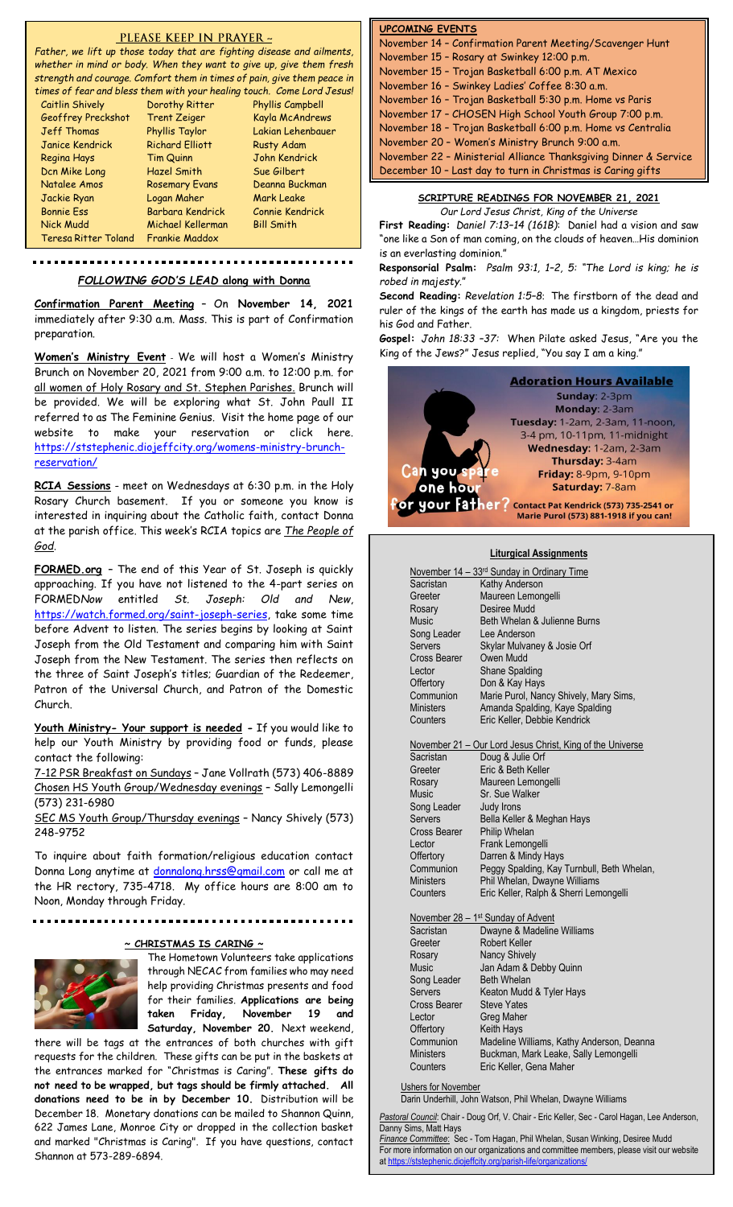## PLEASE KEEP IN PRAYER ~

*Father, we lift up those today that are fighting disease and ailments, whether in mind or body. When they want to give up, give them fresh strength and courage. Comfort them in times of pain, give them peace in times of fear and bless them with your healing touch. Come Lord Jesus!*

| | | |
|---|---|---|
| Caitlin Shively | Dorothy Ritter | Phyllis Campbell |
| Geoffrey Preckshot | Trent Zeiger | Kayla McAndrews |
| Jeff Thomas | Phyllis Taylor | Lakian Lehenbauer |
| Janice Kendrick | Richard Elliott | Rusty Adam |
| Regina Hays | Tim Quinn | John Kendrick |
| Dcn Mike Long | Hazel Smith | Sue Gilbert |
| Natalee Amos | Rosemary Evans | Deanna Buckman |
| Jackie Ryan | Logan Maher | Mark Leake |
| Bonnie Ess | Barbara Kendrick | Connie Kendrick |
| Nick Mudd | Michael Kellerman | Bill Smith |
| Teresa Ritter Toland | Frankie Maddox | |

## *FOLLOWING GOD'S LEAD* along with Donna

**Confirmation Parent Meeting** – On **November 14, 2021** immediately after 9:30 a.m. Mass. This is part of Confirmation preparation.

**Women's Ministry Event** - We will host a Women's Ministry Brunch on November 20, 2021 from 9:00 a.m. to 12:00 p.m. for all women of Holy Rosary and St. Stephen Parishes. Brunch will be provided. We will be exploring what St. John Paull II referred to as The Feminine Genius. Visit the home page of our website to make your reservation or click here. https://ststephenic.diojeffcity.org/womens-ministry-brunch-reservation/

**RCIA Sessions** - meet on Wednesdays at 6:30 p.m. in the Holy Rosary Church basement. If you or someone you know is interested in inquiring about the Catholic faith, contact Donna at the parish office. This week's RCIA topics are *The People of God*.

**FORMED.org** – The end of this Year of St. Joseph is quickly approaching. If you have not listened to the 4-part series on FORMED*Now* entitled *St. Joseph: Old and New*, https://watch.formed.org/saint-joseph-series, take some time before Advent to listen. The series begins by looking at Saint Joseph from the Old Testament and comparing him with Saint Joseph from the New Testament. The series then reflects on the three of Saint Joseph's titles; Guardian of the Redeemer, Patron of the Universal Church, and Patron of the Domestic Church.

**Youth Ministry- Your support is needed** - If you would like to help our Youth Ministry by providing food or funds, please contact the following:

7-12 PSR Breakfast on Sundays – Jane Vollrath (573) 406-8889
Chosen HS Youth Group/Wednesday evenings – Sally Lemongelli (573) 231-6980
SEC MS Youth Group/Thursday evenings – Nancy Shively (573) 248-9752

To inquire about faith formation/religious education contact Donna Long anytime at donnalong.hrss@gmail.com or call me at the HR rectory, 735-4718. My office hours are 8:00 am to Noon, Monday through Friday.

## ~ CHRISTMAS IS CARING ~

The Hometown Volunteers take applications through NECAC from families who may need help providing Christmas presents and food for their families. **Applications are being taken Friday, November 19 and Saturday, November 20.** Next weekend, there will be tags at the entrances of both churches with gift requests for the children. These gifts can be put in the baskets at the entrances marked for "Christmas is Caring". **These gifts do not need to be wrapped, but tags should be firmly attached. All donations need to be in by December 10.** Distribution will be December 18. Monetary donations can be mailed to Shannon Quinn, 622 James Lane, Monroe City or dropped in the collection basket and marked "Christmas is Caring". If you have questions, contact Shannon at 573-289-6894.

## UPCOMING EVENTS

November 14 – Confirmation Parent Meeting/Scavenger Hunt
November 15 – Rosary at Swinkey 12:00 p.m.
November 15 – Trojan Basketball 6:00 p.m. AT Mexico
November 16 – Swinkey Ladies' Coffee 8:30 a.m.
November 16 – Trojan Basketball 5:30 p.m. Home vs Paris
November 17 – CHOSEN High School Youth Group 7:00 p.m.
November 18 – Trojan Basketball 6:00 p.m. Home vs Centralia
November 20 – Women's Ministry Brunch 9:00 a.m.
November 22 – Ministerial Alliance Thanksgiving Dinner & Service
December 10 – Last day to turn in Christmas is Caring gifts

## SCRIPTURE READINGS FOR NOVEMBER 21, 2021

*Our Lord Jesus Christ, King of the Universe*

**First Reading:** *Daniel 7:13–14 (161B):* Daniel had a vision and saw "one like a Son of man coming, on the clouds of heaven…His dominion is an everlasting dominion."

**Responsorial Psalm:** *Psalm 93:1, 1–2, 5: "The Lord is king; he is robed in majesty."*

**Second Reading:** *Revelation 1:5–8*: The firstborn of the dead and ruler of the kings of the earth has made us a kingdom, priests for his God and Father.

**Gospel:** *John 18:33 –37:* When Pilate asked Jesus, "Are you the King of the Jews?" Jesus replied, "You say I am a king."

**Adoration Hours Available**

Can you spare one hour for your Father?

Sunday: 2-3pm
Monday: 2-3am
Tuesday: 1-2am, 2-3am, 11-noon, 3-4 pm, 10-11pm, 11-midnight
Wednesday: 1-2am, 2-3am
Thursday: 3-4am
Friday: 8-9pm, 9-10pm
Saturday: 7-8am

Contact Pat Kendrick (573) 735-2541 or Marie Purol (573) 881-1918 if you can!

## Liturgical Assignments

November 14 – 33rd Sunday in Ordinary Time

| | |
|---|---|
| Sacristan | Kathy Anderson |
| Greeter | Maureen Lemongelli |
| Rosary | Desiree Mudd |
| Music | Beth Whelan & Julienne Burns |
| Song Leader | Lee Anderson |
| Servers | Skylar Mulvaney & Josie Orf |
| Cross Bearer | Owen Mudd |
| Lector | Shane Spalding |
| Offertory | Don & Kay Hays |
| Communion Ministers | Marie Purol, Nancy Shively, Mary Sims, Amanda Spalding, Kaye Spalding |
| Counters | Eric Keller, Debbie Kendrick |

November 21 – Our Lord Jesus Christ, King of the Universe

| | |
|---|---|
| Sacristan | Doug & Julie Orf |
| Greeter | Eric & Beth Keller |
| Rosary | Maureen Lemongelli |
| Music | Sr. Sue Walker |
| Song Leader | Judy Irons |
| Servers | Bella Keller & Meghan Hays |
| Cross Bearer | Philip Whelan |
| Lector | Frank Lemongelli |
| Offertory | Darren & Mindy Hays |
| Communion Ministers | Peggy Spalding, Kay Turnbull, Beth Whelan, Phil Whelan, Dwayne Williams |
| Counters | Eric Keller, Ralph & Sherri Lemongelli |

November 28 – 1st Sunday of Advent

| | |
|---|---|
| Sacristan | Dwayne & Madeline Williams |
| Greeter | Robert Keller |
| Rosary | Nancy Shively |
| Music | Jan Adam & Debby Quinn |
| Song Leader | Beth Whelan |
| Servers | Keaton Mudd & Tyler Hays |
| Cross Bearer | Steve Yates |
| Lector | Greg Maher |
| Offertory | Keith Hays |
| Communion Ministers | Madeline Williams, Kathy Anderson, Deanna Buckman, Mark Leake, Sally Lemongelli |
| Counters | Eric Keller, Gena Maher |

Ushers for November
Darin Underhill, John Watson, Phil Whelan, Dwayne Williams

*Pastoral Council*: Chair - Doug Orf, V. Chair - Eric Keller, Sec - Carol Hagan, Lee Anderson, Danny Sims, Matt Hays
*Finance Committee:* Sec - Tom Hagan, Phil Whelan, Susan Winking, Desiree Mudd
For more information on our organizations and committee members, please visit our website at https://ststephenic.diojeffcity.org/parish-life/organizations/